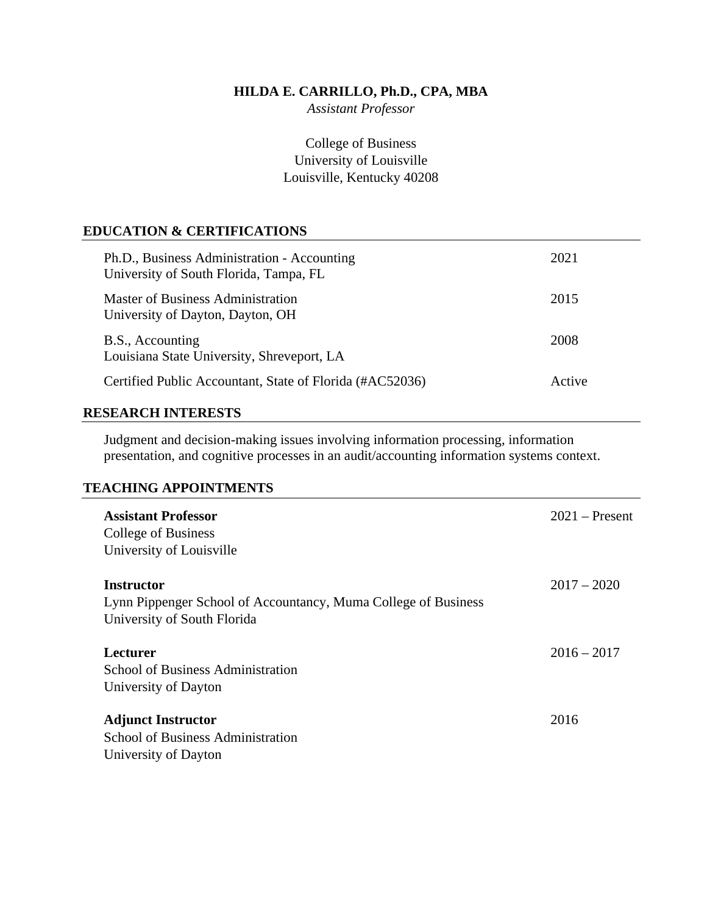# HILDA E. CARRILLO, Ph.D., CPA, MBA

*Assistant Professor*

College of Business
University of Louisville
Louisville, Kentucky 40208

## EDUCATION & CERTIFICATIONS

Ph.D., Business Administration - Accounting — 2021
University of South Florida, Tampa, FL

Master of Business Administration — 2015
University of Dayton, Dayton, OH

B.S., Accounting — 2008
Louisiana State University, Shreveport, LA

Certified Public Accountant, State of Florida (#AC52036) — Active

## RESEARCH INTERESTS

Judgment and decision-making issues involving information processing, information presentation, and cognitive processes in an audit/accounting information systems context.

## TEACHING APPOINTMENTS

**Assistant Professor** — 2021 – Present
College of Business
University of Louisville

**Instructor** — 2017 – 2020
Lynn Pippenger School of Accountancy, Muma College of Business
University of South Florida

**Lecturer** — 2016 – 2017
School of Business Administration
University of Dayton

**Adjunct Instructor** — 2016
School of Business Administration
University of Dayton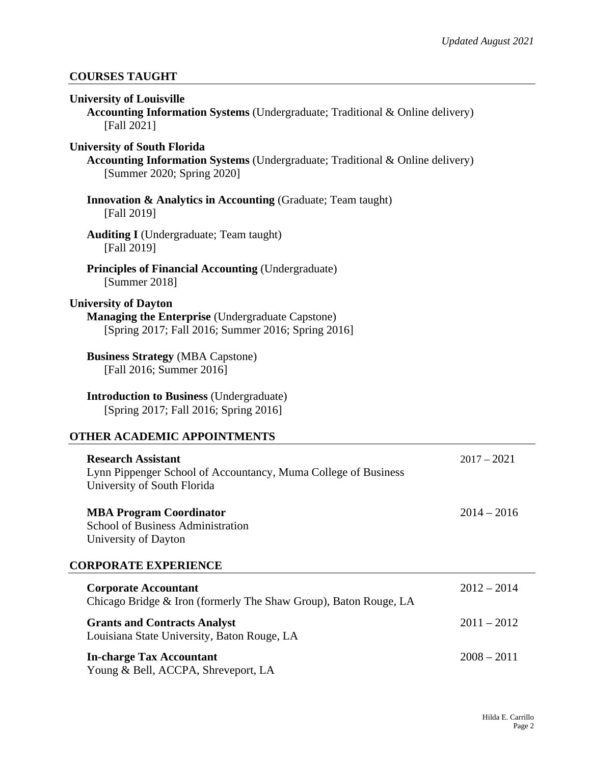## COURSES TAUGHT

**University of Louisville**

**Accounting Information Systems** (Undergraduate; Traditional & Online delivery)
[Fall 2021]

**University of South Florida**

**Accounting Information Systems** (Undergraduate; Traditional & Online delivery)
[Summer 2020; Spring 2020]

**Innovation & Analytics in Accounting** (Graduate; Team taught)
[Fall 2019]

**Auditing I** (Undergraduate; Team taught)
[Fall 2019]

**Principles of Financial Accounting** (Undergraduate)
[Summer 2018]

**University of Dayton**

**Managing the Enterprise** (Undergraduate Capstone)
[Spring 2017; Fall 2016; Summer 2016; Spring 2016]

**Business Strategy** (MBA Capstone)
[Fall 2016; Summer 2016]

**Introduction to Business** (Undergraduate)
[Spring 2017; Fall 2016; Spring 2016]

## OTHER ACADEMIC APPOINTMENTS

**Research Assistant** — 2017 – 2021
Lynn Pippenger School of Accountancy, Muma College of Business
University of South Florida

**MBA Program Coordinator** — 2014 – 2016
School of Business Administration
University of Dayton

## CORPORATE EXPERIENCE

**Corporate Accountant** — 2012 – 2014
Chicago Bridge & Iron (formerly The Shaw Group), Baton Rouge, LA

**Grants and Contracts Analyst** — 2011 – 2012
Louisiana State University, Baton Rouge, LA

**In-charge Tax Accountant** — 2008 – 2011
Young & Bell, ACCPA, Shreveport, LA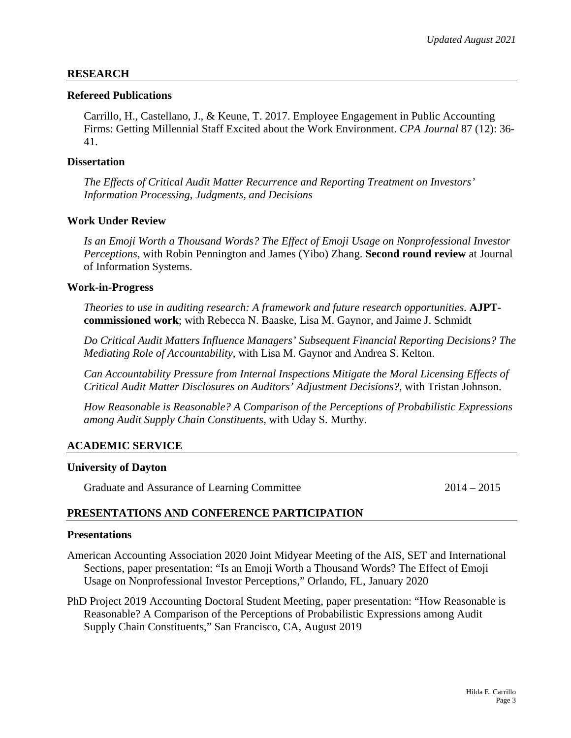*Updated August 2021*

## RESEARCH

### Refereed Publications

Carrillo, H., Castellano, J., & Keune, T. 2017. Employee Engagement in Public Accounting Firms: Getting Millennial Staff Excited about the Work Environment. *CPA Journal* 87 (12): 36-41.

### Dissertation

*The Effects of Critical Audit Matter Recurrence and Reporting Treatment on Investors' Information Processing, Judgments, and Decisions*

### Work Under Review

*Is an Emoji Worth a Thousand Words? The Effect of Emoji Usage on Nonprofessional Investor Perceptions,* with Robin Pennington and James (Yibo) Zhang. **Second round review** at Journal of Information Systems.

### Work-in-Progress

*Theories to use in auditing research: A framework and future research opportunities.* **AJPT-commissioned work**; with Rebecca N. Baaske, Lisa M. Gaynor, and Jaime J. Schmidt

*Do Critical Audit Matters Influence Managers' Subsequent Financial Reporting Decisions? The Mediating Role of Accountability,* with Lisa M. Gaynor and Andrea S. Kelton.

*Can Accountability Pressure from Internal Inspections Mitigate the Moral Licensing Effects of Critical Audit Matter Disclosures on Auditors' Adjustment Decisions?*, with Tristan Johnson.

*How Reasonable is Reasonable? A Comparison of the Perceptions of Probabilistic Expressions among Audit Supply Chain Constituents,* with Uday S. Murthy.

## ACADEMIC SERVICE

### University of Dayton

Graduate and Assurance of Learning Committee 2014 – 2015

## PRESENTATIONS AND CONFERENCE PARTICIPATION

### Presentations

American Accounting Association 2020 Joint Midyear Meeting of the AIS, SET and International Sections, paper presentation: "Is an Emoji Worth a Thousand Words? The Effect of Emoji Usage on Nonprofessional Investor Perceptions," Orlando, FL, January 2020

PhD Project 2019 Accounting Doctoral Student Meeting, paper presentation: "How Reasonable is Reasonable? A Comparison of the Perceptions of Probabilistic Expressions among Audit Supply Chain Constituents," San Francisco, CA, August 2019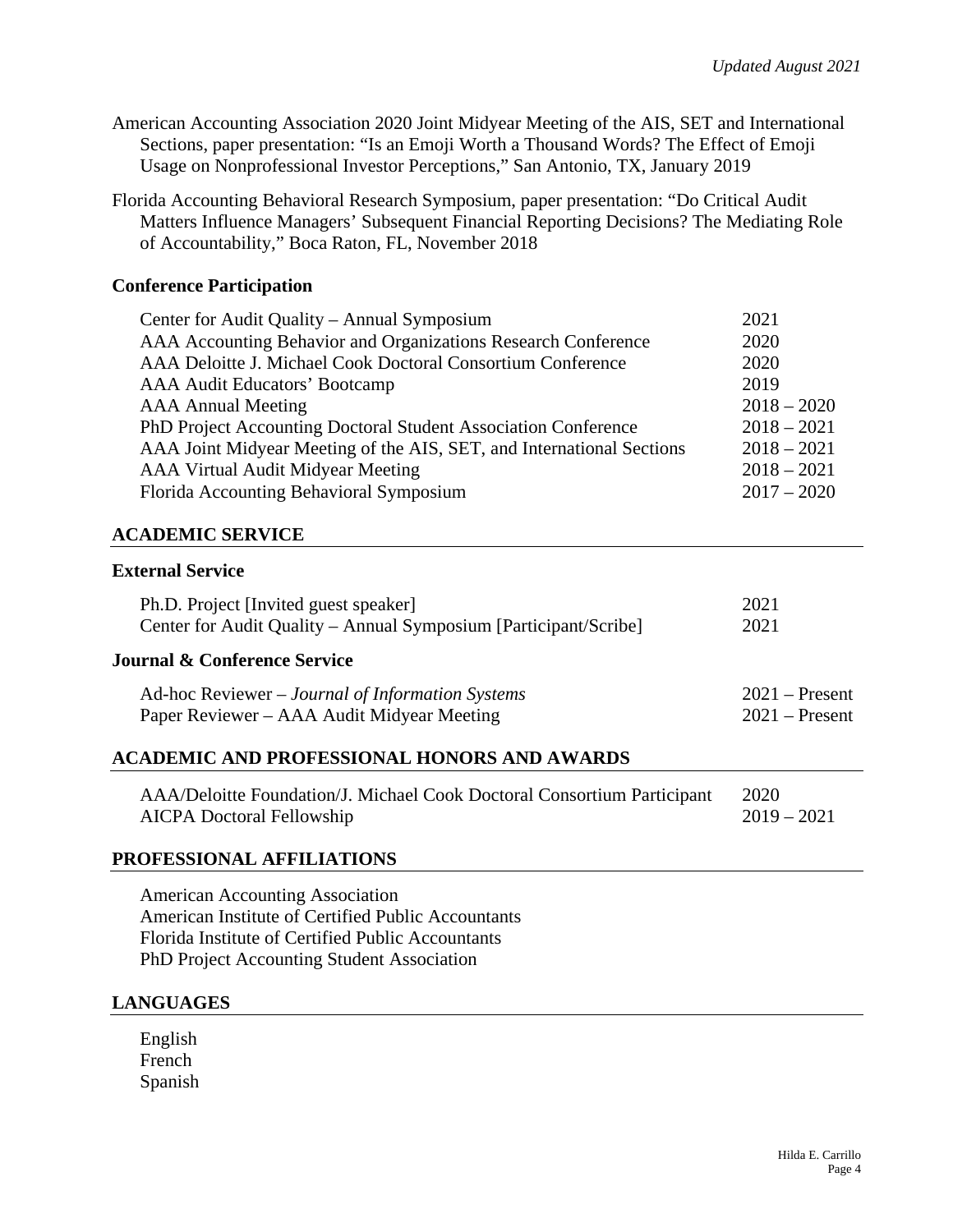American Accounting Association 2020 Joint Midyear Meeting of the AIS, SET and International Sections, paper presentation: "Is an Emoji Worth a Thousand Words? The Effect of Emoji Usage on Nonprofessional Investor Perceptions," San Antonio, TX, January 2019

Florida Accounting Behavioral Research Symposium, paper presentation: "Do Critical Audit Matters Influence Managers' Subsequent Financial Reporting Decisions? The Mediating Role of Accountability," Boca Raton, FL, November 2018

### Conference Participation

| | |
|---|---|
| Center for Audit Quality – Annual Symposium | 2021 |
| AAA Accounting Behavior and Organizations Research Conference | 2020 |
| AAA Deloitte J. Michael Cook Doctoral Consortium Conference | 2020 |
| AAA Audit Educators' Bootcamp | 2019 |
| AAA Annual Meeting | 2018 – 2020 |
| PhD Project Accounting Doctoral Student Association Conference | 2018 – 2021 |
| AAA Joint Midyear Meeting of the AIS, SET, and International Sections | 2018 – 2021 |
| AAA Virtual Audit Midyear Meeting | 2018 – 2021 |
| Florida Accounting Behavioral Symposium | 2017 – 2020 |

## ACADEMIC SERVICE

### External Service

| | |
|---|---|
| Ph.D. Project [Invited guest speaker] | 2021 |
| Center for Audit Quality – Annual Symposium [Participant/Scribe] | 2021 |

### Journal & Conference Service

| | |
|---|---|
| Ad-hoc Reviewer – *Journal of Information Systems* | 2021 – Present |
| Paper Reviewer – AAA Audit Midyear Meeting | 2021 – Present |

## ACADEMIC AND PROFESSIONAL HONORS AND AWARDS

| | |
|---|---|
| AAA/Deloitte Foundation/J. Michael Cook Doctoral Consortium Participant | 2020 |
| AICPA Doctoral Fellowship | 2019 – 2021 |

## PROFESSIONAL AFFILIATIONS

American Accounting Association
American Institute of Certified Public Accountants
Florida Institute of Certified Public Accountants
PhD Project Accounting Student Association

## LANGUAGES

English
French
Spanish